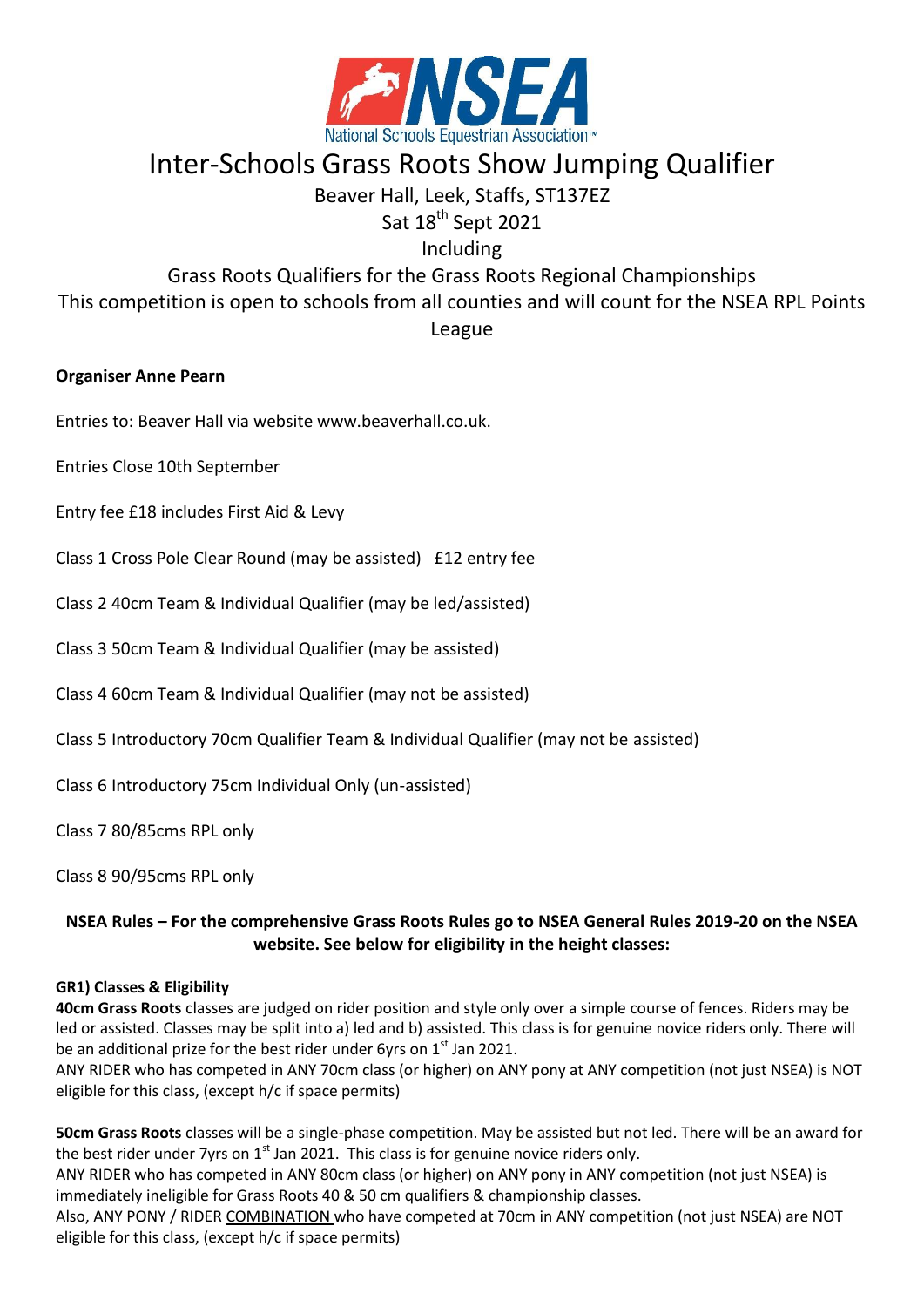NSEA

National Schools Equestrian Association™

# Inter-Schools Grass Roots Show Jumping Qualifier

Beaver Hall, Leek, Staffs, ST137EZ

Sat 18th Sept 2021

Including

Grass Roots Qualifiers for the Grass Roots Regional Championships

This competition is open to schools from all counties and will count for the NSEA RPL Points League

**Organiser Anne Pearn**

Entries to: Beaver Hall via website www.beaverhall.co.uk.

Entries Close 10th September

Entry fee £18 includes First Aid & Levy

Class 1 Cross Pole Clear Round (may be assisted) £12 entry fee

Class 2 40cm Team & Individual Qualifier (may be led/assisted)

Class 3 50cm Team & Individual Qualifier (may be assisted)

Class 4 60cm Team & Individual Qualifier (may not be assisted)

Class 5 Introductory 70cm Qualifier Team & Individual Qualifier (may not be assisted)

Class 6 Introductory 75cm Individual Only (un-assisted)

Class 7 80/85cms RPL only

Class 8 90/95cms RPL only

**NSEA Rules – For the comprehensive Grass Roots Rules go to NSEA General Rules 2019-20 on the NSEA website. See below for eligibility in the height classes:**

**GR1) Classes & Eligibility**

**40cm Grass Roots** classes are judged on rider position and style only over a simple course of fences. Riders may be led or assisted. Classes may be split into a) led and b) assisted. This class is for genuine novice riders only. There will be an additional prize for the best rider under 6yrs on 1st Jan 2021.

ANY RIDER who has competed in ANY 70cm class (or higher) on ANY pony at ANY competition (not just NSEA) is NOT eligible for this class, (except h/c if space permits)

**50cm Grass Roots** classes will be a single-phase competition. May be assisted but not led. There will be an award for the best rider under 7yrs on 1st Jan 2021. This class is for genuine novice riders only.

ANY RIDER who has competed in ANY 80cm class (or higher) on ANY pony in ANY competition (not just NSEA) is immediately ineligible for Grass Roots 40 & 50 cm qualifiers & championship classes.

Also, ANY PONY / RIDER COMBINATION who have competed at 70cm in ANY competition (not just NSEA) are NOT eligible for this class, (except h/c if space permits)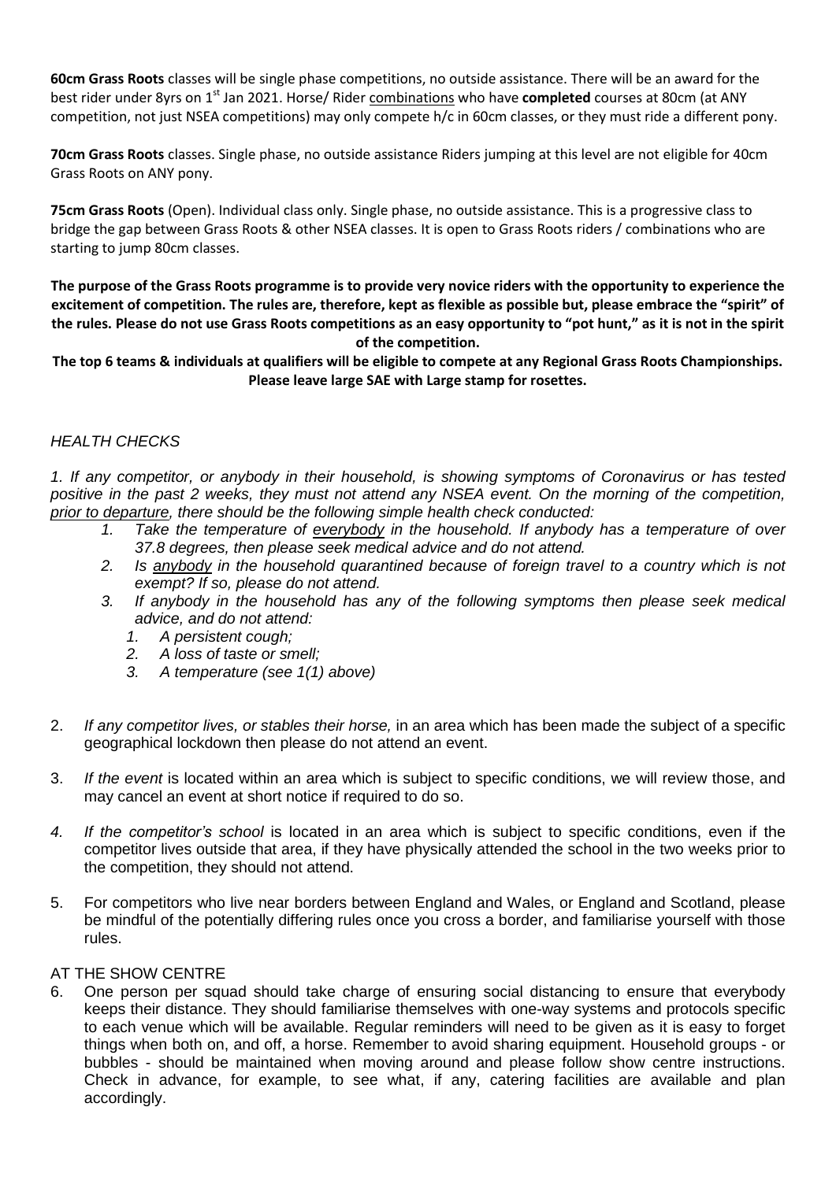**60cm Grass Roots** classes will be single phase competitions, no outside assistance. There will be an award for the best rider under 8yrs on 1st Jan 2021. Horse/ Rider combinations who have **completed** courses at 80cm (at ANY competition, not just NSEA competitions) may only compete h/c in 60cm classes, or they must ride a different pony.

**70cm Grass Roots** classes. Single phase, no outside assistance Riders jumping at this level are not eligible for 40cm Grass Roots on ANY pony.

**75cm Grass Roots** (Open). Individual class only. Single phase, no outside assistance. This is a progressive class to bridge the gap between Grass Roots & other NSEA classes. It is open to Grass Roots riders / combinations who are starting to jump 80cm classes.

**The purpose of the Grass Roots programme is to provide very novice riders with the opportunity to experience the excitement of competition. The rules are, therefore, kept as flexible as possible but, please embrace the "spirit" of the rules. Please do not use Grass Roots competitions as an easy opportunity to "pot hunt," as it is not in the spirit of the competition.**

**The top 6 teams & individuals at qualifiers will be eligible to compete at any Regional Grass Roots Championships. Please leave large SAE with Large stamp for rosettes.**

*HEALTH CHECKS*

*1. If any competitor, or anybody in their household, is showing symptoms of Coronavirus or has tested positive in the past 2 weeks, they must not attend any NSEA event. On the morning of the competition, prior to departure, there should be the following simple health check conducted:*

1. *Take the temperature of everybody in the household. If anybody has a temperature of over 37.8 degrees, then please seek medical advice and do not attend.*
2. *Is anybody in the household quarantined because of foreign travel to a country which is not exempt? If so, please do not attend.*
3. *If anybody in the household has any of the following symptoms then please seek medical advice, and do not attend:*
   1. *A persistent cough;*
   2. *A loss of taste or smell;*
   3. *A temperature (see 1(1) above)*

2. *If any competitor lives, or stables their horse,* in an area which has been made the subject of a specific geographical lockdown then please do not attend an event.

3. *If the event* is located within an area which is subject to specific conditions, we will review those, and may cancel an event at short notice if required to do so.

4. *If the competitor's school* is located in an area which is subject to specific conditions, even if the competitor lives outside that area, if they have physically attended the school in the two weeks prior to the competition, they should not attend.

5. For competitors who live near borders between England and Wales, or England and Scotland, please be mindful of the potentially differing rules once you cross a border, and familiarise yourself with those rules.

AT THE SHOW CENTRE

6. One person per squad should take charge of ensuring social distancing to ensure that everybody keeps their distance. They should familiarise themselves with one-way systems and protocols specific to each venue which will be available. Regular reminders will need to be given as it is easy to forget things when both on, and off, a horse. Remember to avoid sharing equipment. Household groups - or bubbles - should be maintained when moving around and please follow show centre instructions. Check in advance, for example, to see what, if any, catering facilities are available and plan accordingly.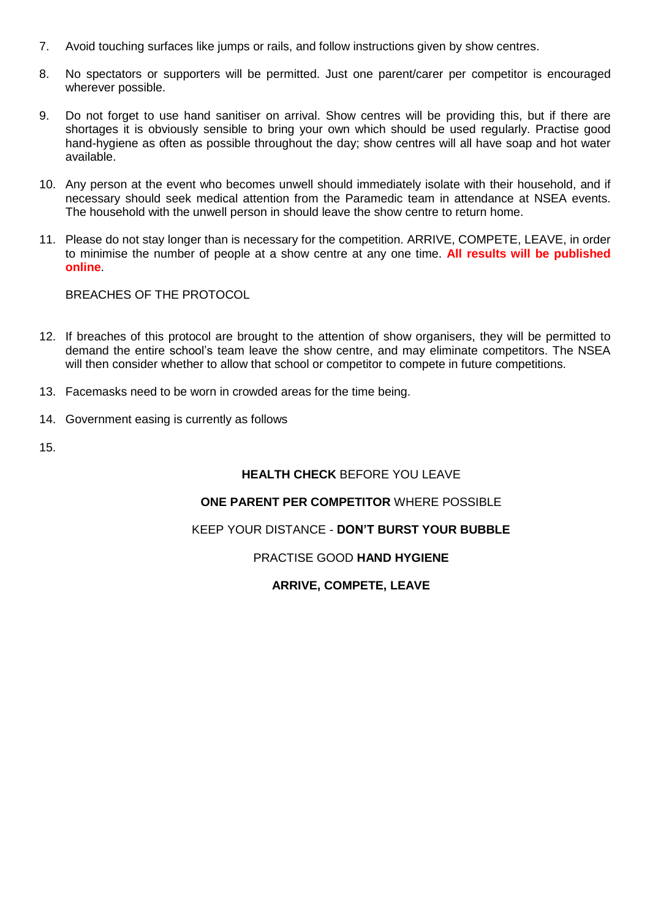7. Avoid touching surfaces like jumps or rails, and follow instructions given by show centres.

8. No spectators or supporters will be permitted. Just one parent/carer per competitor is encouraged wherever possible.

9. Do not forget to use hand sanitiser on arrival. Show centres will be providing this, but if there are shortages it is obviously sensible to bring your own which should be used regularly. Practise good hand-hygiene as often as possible throughout the day; show centres will all have soap and hot water available.

10. Any person at the event who becomes unwell should immediately isolate with their household, and if necessary should seek medical attention from the Paramedic team in attendance at NSEA events. The household with the unwell person in should leave the show centre to return home.

11. Please do not stay longer than is necessary for the competition. ARRIVE, COMPETE, LEAVE, in order to minimise the number of people at a show centre at any one time. **All results will be published online**.

BREACHES OF THE PROTOCOL

12. If breaches of this protocol are brought to the attention of show organisers, they will be permitted to demand the entire school's team leave the show centre, and may eliminate competitors. The NSEA will then consider whether to allow that school or competitor to compete in future competitions.

13. Facemasks need to be worn in crowded areas for the time being.

14. Government easing is currently as follows

15.

**HEALTH CHECK** BEFORE YOU LEAVE

**ONE PARENT PER COMPETITOR** WHERE POSSIBLE

KEEP YOUR DISTANCE - **DON'T BURST YOUR BUBBLE**

PRACTISE GOOD **HAND HYGIENE**

**ARRIVE, COMPETE, LEAVE**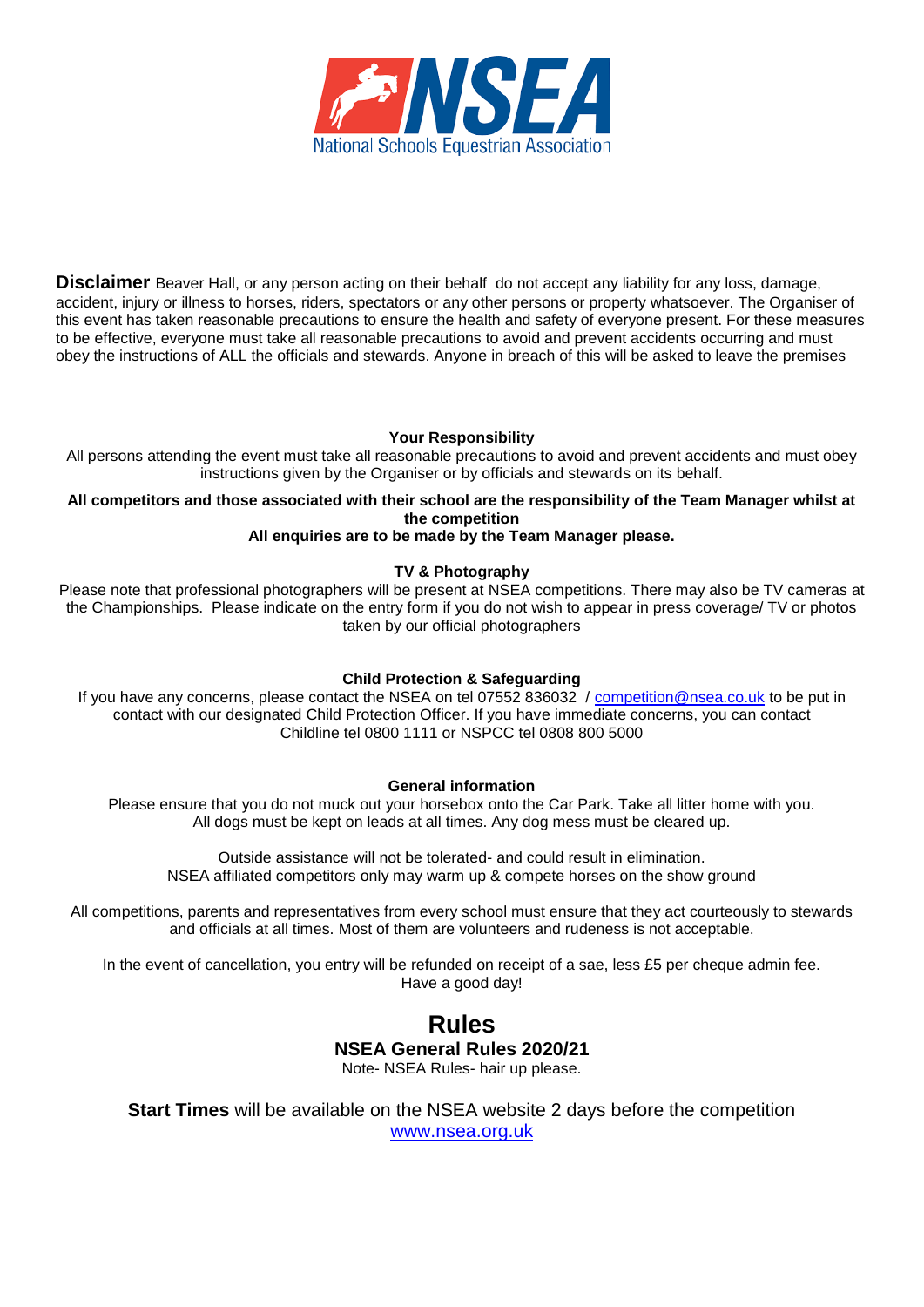**Disclaimer** Beaver Hall, or any person acting on their behalf do not accept any liability for any loss, damage, accident, injury or illness to horses, riders, spectators or any other persons or property whatsoever. The Organiser of this event has taken reasonable precautions to ensure the health and safety of everyone present. For these measures to be effective, everyone must take all reasonable precautions to avoid and prevent accidents occurring and must obey the instructions of ALL the officials and stewards. Anyone in breach of this will be asked to leave the premises

**Your Responsibility**

All persons attending the event must take all reasonable precautions to avoid and prevent accidents and must obey instructions given by the Organiser or by officials and stewards on its behalf.

**All competitors and those associated with their school are the responsibility of the Team Manager whilst at the competition**
**All enquiries are to be made by the Team Manager please.**

**TV & Photography**

Please note that professional photographers will be present at NSEA competitions. There may also be TV cameras at the Championships. Please indicate on the entry form if you do not wish to appear in press coverage/ TV or photos taken by our official photographers

**Child Protection & Safeguarding**

If you have any concerns, please contact the NSEA on tel 07552 836032 / competition@nsea.co.uk to be put in contact with our designated Child Protection Officer. If you have immediate concerns, you can contact Childline tel 0800 1111 or NSPCC tel 0808 800 5000

**General information**

Please ensure that you do not muck out your horsebox onto the Car Park. Take all litter home with you. All dogs must be kept on leads at all times. Any dog mess must be cleared up.

Outside assistance will not be tolerated- and could result in elimination.
NSEA affiliated competitors only may warm up & compete horses on the show ground

All competitions, parents and representatives from every school must ensure that they act courteously to stewards and officials at all times. Most of them are volunteers and rudeness is not acceptable.

In the event of cancellation, you entry will be refunded on receipt of a sae, less £5 per cheque admin fee.
Have a good day!

# Rules

**NSEA General Rules 2020/21**

Note- NSEA Rules- hair up please.

**Start Times** will be available on the NSEA website 2 days before the competition
www.nsea.org.uk